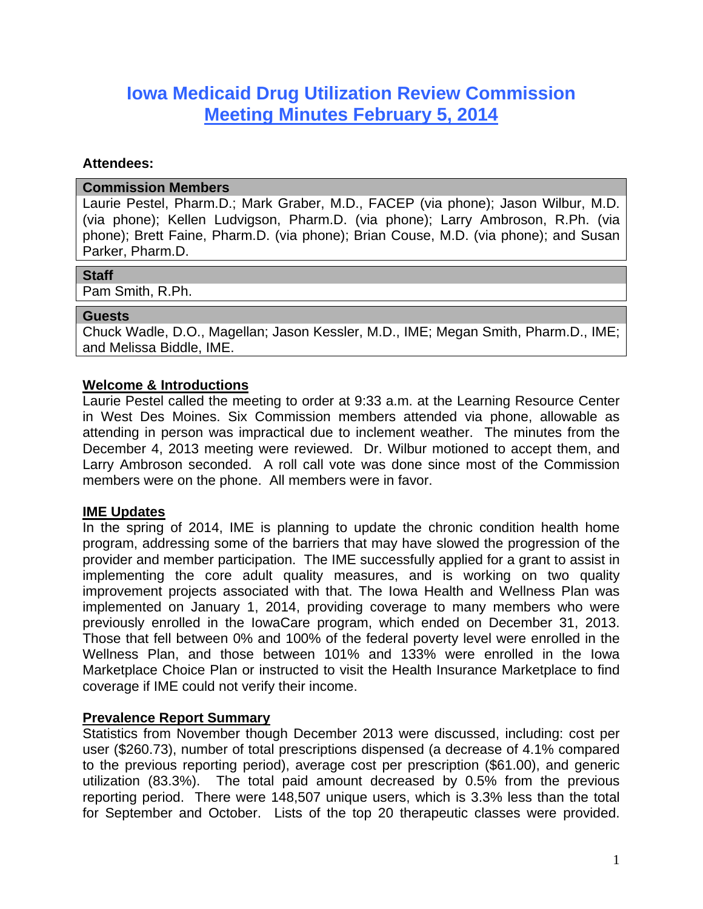# Iowa Medicaid Drug Utilization Review Commission

## Meeting Minutes February 5, 2014

**Attendees:**

| **Commission Members** |
|---|
| Laurie Pestel, Pharm.D.; Mark Graber, M.D., FACEP (via phone); Jason Wilbur, M.D. (via phone); Kellen Ludvigson, Pharm.D. (via phone); Larry Ambroson, R.Ph. (via phone); Brett Faine, Pharm.D. (via phone); Brian Couse, M.D. (via phone); and Susan Parker, Pharm.D. |

| **Staff** |
|---|
| Pam Smith, R.Ph. |

| **Guests** |
|---|
| Chuck Wadle, D.O., Magellan; Jason Kessler, M.D., IME; Megan Smith, Pharm.D., IME; and Melissa Biddle, IME. |

**Welcome & Introductions**

Laurie Pestel called the meeting to order at 9:33 a.m. at the Learning Resource Center in West Des Moines. Six Commission members attended via phone, allowable as attending in person was impractical due to inclement weather. The minutes from the December 4, 2013 meeting were reviewed. Dr. Wilbur motioned to accept them, and Larry Ambroson seconded. A roll call vote was done since most of the Commission members were on the phone. All members were in favor.

**IME Updates**

In the spring of 2014, IME is planning to update the chronic condition health home program, addressing some of the barriers that may have slowed the progression of the provider and member participation. The IME successfully applied for a grant to assist in implementing the core adult quality measures, and is working on two quality improvement projects associated with that. The Iowa Health and Wellness Plan was implemented on January 1, 2014, providing coverage to many members who were previously enrolled in the IowaCare program, which ended on December 31, 2013. Those that fell between 0% and 100% of the federal poverty level were enrolled in the Wellness Plan, and those between 101% and 133% were enrolled in the Iowa Marketplace Choice Plan or instructed to visit the Health Insurance Marketplace to find coverage if IME could not verify their income.

**Prevalence Report Summary**

Statistics from November though December 2013 were discussed, including: cost per user ($260.73), number of total prescriptions dispensed (a decrease of 4.1% compared to the previous reporting period), average cost per prescription ($61.00), and generic utilization (83.3%). The total paid amount decreased by 0.5% from the previous reporting period. There were 148,507 unique users, which is 3.3% less than the total for September and October. Lists of the top 20 therapeutic classes were provided.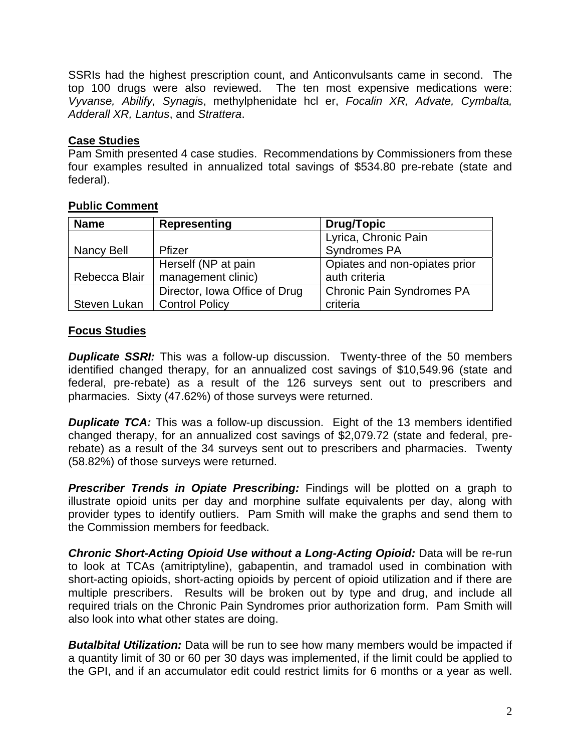SSRIs had the highest prescription count, and Anticonvulsants came in second. The top 100 drugs were also reviewed. The ten most expensive medications were: *Vyvanse, Abilify, Synagi*s, methylphenidate hcl er, *Focalin XR, Advate, Cymbalta, Adderall XR, Lantus*, and *Strattera*.

**Case Studies**

Pam Smith presented 4 case studies. Recommendations by Commissioners from these four examples resulted in annualized total savings of $534.80 pre-rebate (state and federal).

**Public Comment**

| Name | Representing | Drug/Topic |
|---|---|---|
| Nancy Bell | Pfizer | Lyrica, Chronic Pain Syndromes PA |
| Rebecca Blair | Herself (NP at pain management clinic) | Opiates and non-opiates prior auth criteria |
| Steven Lukan | Director, Iowa Office of Drug Control Policy | Chronic Pain Syndromes PA criteria |

**Focus Studies**

***Duplicate SSRI:*** This was a follow-up discussion. Twenty-three of the 50 members identified changed therapy, for an annualized cost savings of $10,549.96 (state and federal, pre-rebate) as a result of the 126 surveys sent out to prescribers and pharmacies. Sixty (47.62%) of those surveys were returned.

***Duplicate TCA:*** This was a follow-up discussion. Eight of the 13 members identified changed therapy, for an annualized cost savings of $2,079.72 (state and federal, pre-rebate) as a result of the 34 surveys sent out to prescribers and pharmacies. Twenty (58.82%) of those surveys were returned.

***Prescriber Trends in Opiate Prescribing:*** Findings will be plotted on a graph to illustrate opioid units per day and morphine sulfate equivalents per day, along with provider types to identify outliers. Pam Smith will make the graphs and send them to the Commission members for feedback.

***Chronic Short-Acting Opioid Use without a Long-Acting Opioid:*** Data will be re-run to look at TCAs (amitriptyline), gabapentin, and tramadol used in combination with short-acting opioids, short-acting opioids by percent of opioid utilization and if there are multiple prescribers. Results will be broken out by type and drug, and include all required trials on the Chronic Pain Syndromes prior authorization form. Pam Smith will also look into what other states are doing.

***Butalbital Utilization:*** Data will be run to see how many members would be impacted if a quantity limit of 30 or 60 per 30 days was implemented, if the limit could be applied to the GPI, and if an accumulator edit could restrict limits for 6 months or a year as well.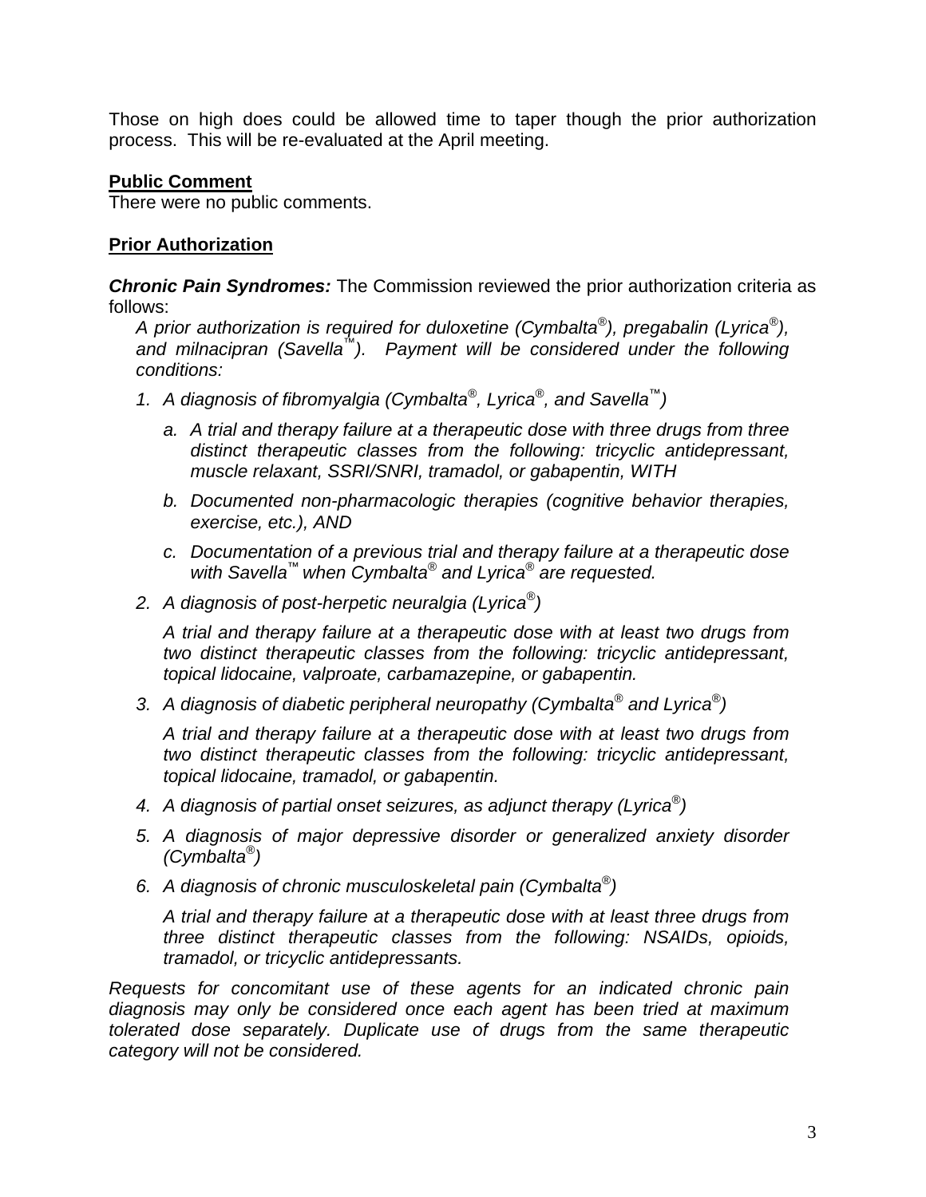Those on high does could be allowed time to taper though the prior authorization process. This will be re-evaluated at the April meeting.

**Public Comment**

There were no public comments.

**Prior Authorization**

***Chronic Pain Syndromes:*** The Commission reviewed the prior authorization criteria as follows:

*A prior authorization is required for duloxetine (Cymbalta®), pregabalin (Lyrica®), and milnacipran (Savella™). Payment will be considered under the following conditions:*

1. *A diagnosis of fibromyalgia (Cymbalta®, Lyrica®, and Savella™)*
   a. *A trial and therapy failure at a therapeutic dose with three drugs from three distinct therapeutic classes from the following: tricyclic antidepressant, muscle relaxant, SSRI/SNRI, tramadol, or gabapentin, WITH*
   b. *Documented non-pharmacologic therapies (cognitive behavior therapies, exercise, etc.), AND*
   c. *Documentation of a previous trial and therapy failure at a therapeutic dose with Savella™ when Cymbalta® and Lyrica® are requested.*
2. *A diagnosis of post-herpetic neuralgia (Lyrica®)*

   *A trial and therapy failure at a therapeutic dose with at least two drugs from two distinct therapeutic classes from the following: tricyclic antidepressant, topical lidocaine, valproate, carbamazepine, or gabapentin.*
3. *A diagnosis of diabetic peripheral neuropathy (Cymbalta® and Lyrica®)*

   *A trial and therapy failure at a therapeutic dose with at least two drugs from two distinct therapeutic classes from the following: tricyclic antidepressant, topical lidocaine, tramadol, or gabapentin.*
4. *A diagnosis of partial onset seizures, as adjunct therapy (Lyrica®)*
5. *A diagnosis of major depressive disorder or generalized anxiety disorder (Cymbalta®)*
6. *A diagnosis of chronic musculoskeletal pain (Cymbalta®)*

   *A trial and therapy failure at a therapeutic dose with at least three drugs from three distinct therapeutic classes from the following: NSAIDs, opioids, tramadol, or tricyclic antidepressants.*

*Requests for concomitant use of these agents for an indicated chronic pain diagnosis may only be considered once each agent has been tried at maximum tolerated dose separately. Duplicate use of drugs from the same therapeutic category will not be considered.*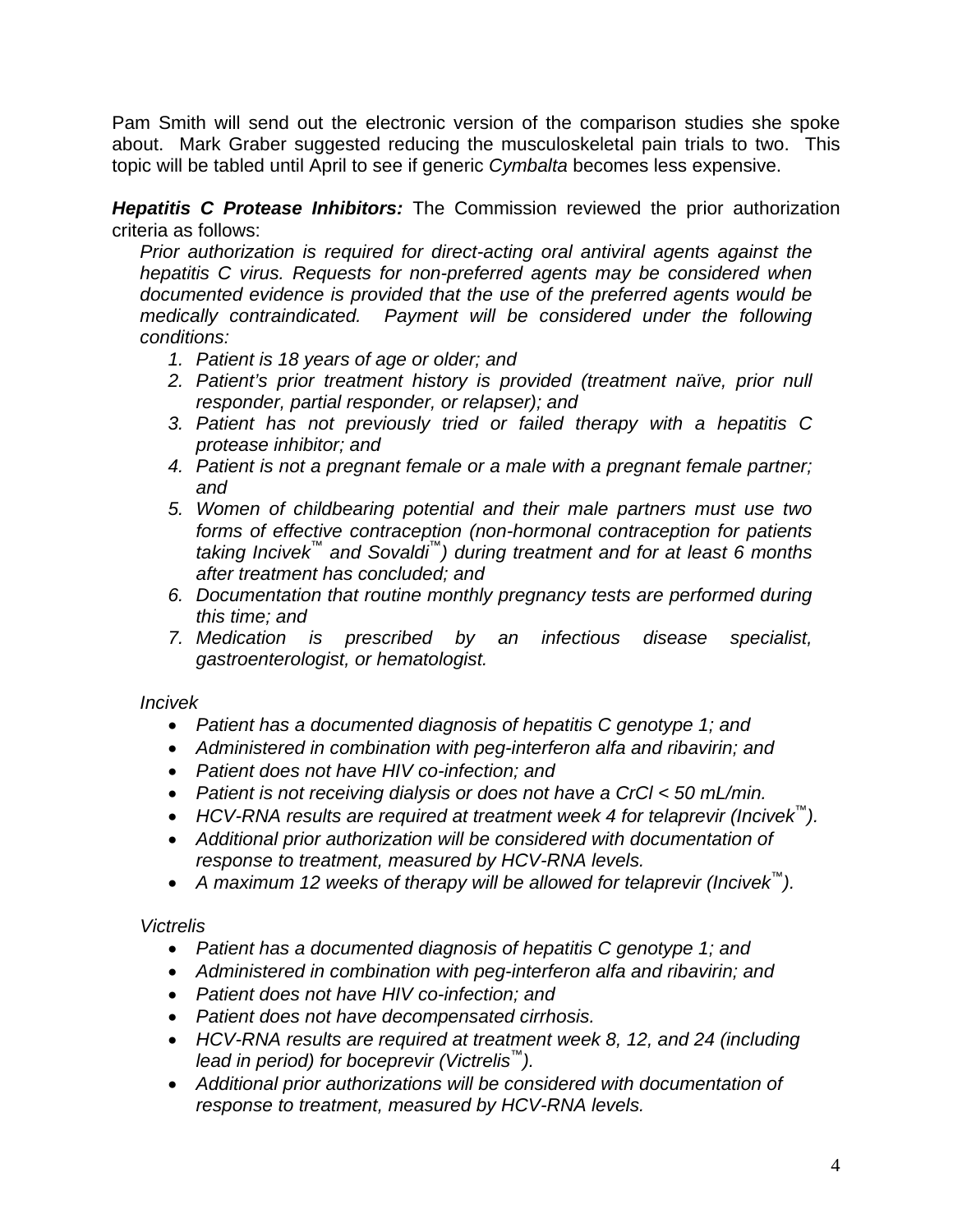Pam Smith will send out the electronic version of the comparison studies she spoke about. Mark Graber suggested reducing the musculoskeletal pain trials to two. This topic will be tabled until April to see if generic *Cymbalta* becomes less expensive.

***Hepatitis C Protease Inhibitors:*** The Commission reviewed the prior authorization criteria as follows:

*Prior authorization is required for direct-acting oral antiviral agents against the hepatitis C virus. Requests for non-preferred agents may be considered when documented evidence is provided that the use of the preferred agents would be medically contraindicated. Payment will be considered under the following conditions:*

1. *Patient is 18 years of age or older; and*
2. *Patient's prior treatment history is provided (treatment naïve, prior null responder, partial responder, or relapser); and*
3. *Patient has not previously tried or failed therapy with a hepatitis C protease inhibitor; and*
4. *Patient is not a pregnant female or a male with a pregnant female partner; and*
5. *Women of childbearing potential and their male partners must use two forms of effective contraception (non-hormonal contraception for patients taking Incivek™ and Sovaldi™) during treatment and for at least 6 months after treatment has concluded; and*
6. *Documentation that routine monthly pregnancy tests are performed during this time; and*
7. *Medication is prescribed by an infectious disease specialist, gastroenterologist, or hematologist.*

*Incivek*

- *Patient has a documented diagnosis of hepatitis C genotype 1; and*
- *Administered in combination with peg-interferon alfa and ribavirin; and*
- *Patient does not have HIV co-infection; and*
- *Patient is not receiving dialysis or does not have a CrCl < 50 mL/min.*
- *HCV-RNA results are required at treatment week 4 for telaprevir (Incivek™).*
- *Additional prior authorization will be considered with documentation of response to treatment, measured by HCV-RNA levels.*
- *A maximum 12 weeks of therapy will be allowed for telaprevir (Incivek™).*

*Victrelis*

- *Patient has a documented diagnosis of hepatitis C genotype 1; and*
- *Administered in combination with peg-interferon alfa and ribavirin; and*
- *Patient does not have HIV co-infection; and*
- *Patient does not have decompensated cirrhosis.*
- *HCV-RNA results are required at treatment week 8, 12, and 24 (including lead in period) for boceprevir (Victrelis™).*
- *Additional prior authorizations will be considered with documentation of response to treatment, measured by HCV-RNA levels.*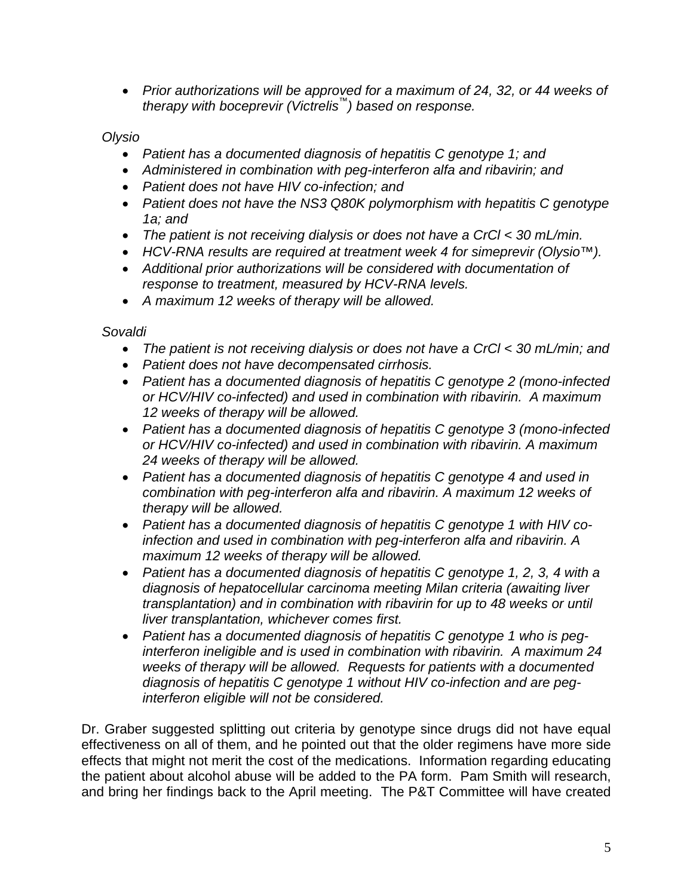- *Prior authorizations will be approved for a maximum of 24, 32, or 44 weeks of therapy with boceprevir (Victrelis™) based on response.*

*Olysio*

- *Patient has a documented diagnosis of hepatitis C genotype 1; and*
- *Administered in combination with peg-interferon alfa and ribavirin; and*
- *Patient does not have HIV co-infection; and*
- *Patient does not have the NS3 Q80K polymorphism with hepatitis C genotype 1a; and*
- *The patient is not receiving dialysis or does not have a CrCl < 30 mL/min.*
- *HCV-RNA results are required at treatment week 4 for simeprevir (Olysio™).*
- *Additional prior authorizations will be considered with documentation of response to treatment, measured by HCV-RNA levels.*
- *A maximum 12 weeks of therapy will be allowed.*

*Sovaldi*

- *The patient is not receiving dialysis or does not have a CrCl < 30 mL/min; and*
- *Patient does not have decompensated cirrhosis.*
- *Patient has a documented diagnosis of hepatitis C genotype 2 (mono-infected or HCV/HIV co-infected) and used in combination with ribavirin. A maximum 12 weeks of therapy will be allowed.*
- *Patient has a documented diagnosis of hepatitis C genotype 3 (mono-infected or HCV/HIV co-infected) and used in combination with ribavirin. A maximum 24 weeks of therapy will be allowed.*
- *Patient has a documented diagnosis of hepatitis C genotype 4 and used in combination with peg-interferon alfa and ribavirin. A maximum 12 weeks of therapy will be allowed.*
- *Patient has a documented diagnosis of hepatitis C genotype 1 with HIV co-infection and used in combination with peg-interferon alfa and ribavirin. A maximum 12 weeks of therapy will be allowed.*
- *Patient has a documented diagnosis of hepatitis C genotype 1, 2, 3, 4 with a diagnosis of hepatocellular carcinoma meeting Milan criteria (awaiting liver transplantation) and in combination with ribavirin for up to 48 weeks or until liver transplantation, whichever comes first.*
- *Patient has a documented diagnosis of hepatitis C genotype 1 who is peg-interferon ineligible and is used in combination with ribavirin. A maximum 24 weeks of therapy will be allowed. Requests for patients with a documented diagnosis of hepatitis C genotype 1 without HIV co-infection and are peg-interferon eligible will not be considered.*

Dr. Graber suggested splitting out criteria by genotype since drugs did not have equal effectiveness on all of them, and he pointed out that the older regimens have more side effects that might not merit the cost of the medications. Information regarding educating the patient about alcohol abuse will be added to the PA form. Pam Smith will research, and bring her findings back to the April meeting. The P&T Committee will have created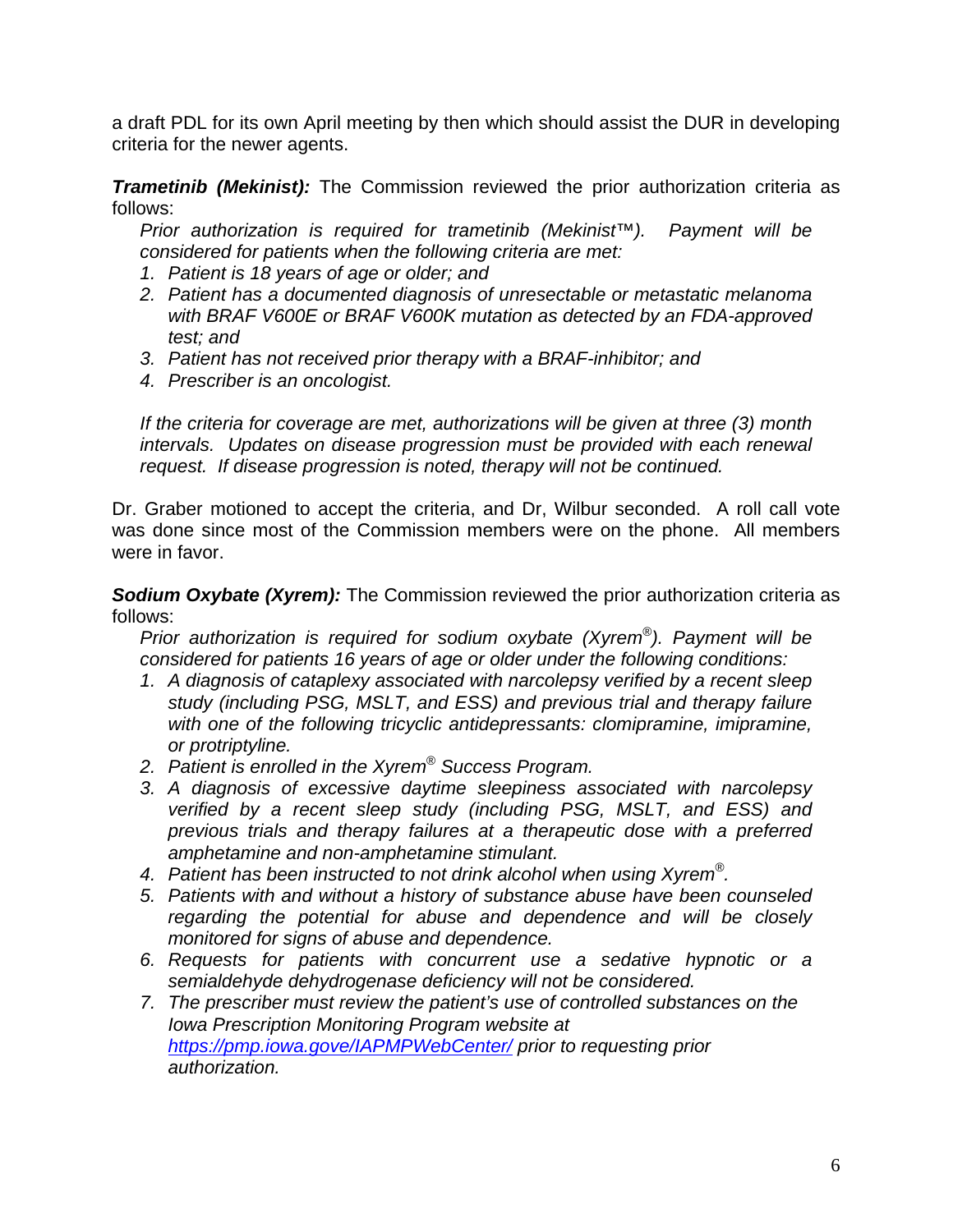a draft PDL for its own April meeting by then which should assist the DUR in developing criteria for the newer agents.

***Trametinib (Mekinist):*** The Commission reviewed the prior authorization criteria as follows:

*Prior authorization is required for trametinib (Mekinist™). Payment will be considered for patients when the following criteria are met:*

1. *Patient is 18 years of age or older; and*
2. *Patient has a documented diagnosis of unresectable or metastatic melanoma with BRAF V600E or BRAF V600K mutation as detected by an FDA-approved test; and*
3. *Patient has not received prior therapy with a BRAF-inhibitor; and*
4. *Prescriber is an oncologist.*

*If the criteria for coverage are met, authorizations will be given at three (3) month intervals. Updates on disease progression must be provided with each renewal request. If disease progression is noted, therapy will not be continued.*

Dr. Graber motioned to accept the criteria, and Dr, Wilbur seconded. A roll call vote was done since most of the Commission members were on the phone. All members were in favor.

***Sodium Oxybate (Xyrem):*** The Commission reviewed the prior authorization criteria as follows:

*Prior authorization is required for sodium oxybate (Xyrem®). Payment will be considered for patients 16 years of age or older under the following conditions:*

1. *A diagnosis of cataplexy associated with narcolepsy verified by a recent sleep study (including PSG, MSLT, and ESS) and previous trial and therapy failure with one of the following tricyclic antidepressants: clomipramine, imipramine, or protriptyline.*
2. *Patient is enrolled in the Xyrem® Success Program.*
3. *A diagnosis of excessive daytime sleepiness associated with narcolepsy verified by a recent sleep study (including PSG, MSLT, and ESS) and previous trials and therapy failures at a therapeutic dose with a preferred amphetamine and non-amphetamine stimulant.*
4. *Patient has been instructed to not drink alcohol when using Xyrem®.*
5. *Patients with and without a history of substance abuse have been counseled regarding the potential for abuse and dependence and will be closely monitored for signs of abuse and dependence.*
6. *Requests for patients with concurrent use a sedative hypnotic or a semialdehyde dehydrogenase deficiency will not be considered.*
7. *The prescriber must review the patient's use of controlled substances on the Iowa Prescription Monitoring Program website at [https://pmp.iowa.gove/IAPMPWebCenter/](https://pmp.iowa.gove/IAPMPWebCenter/) prior to requesting prior authorization.*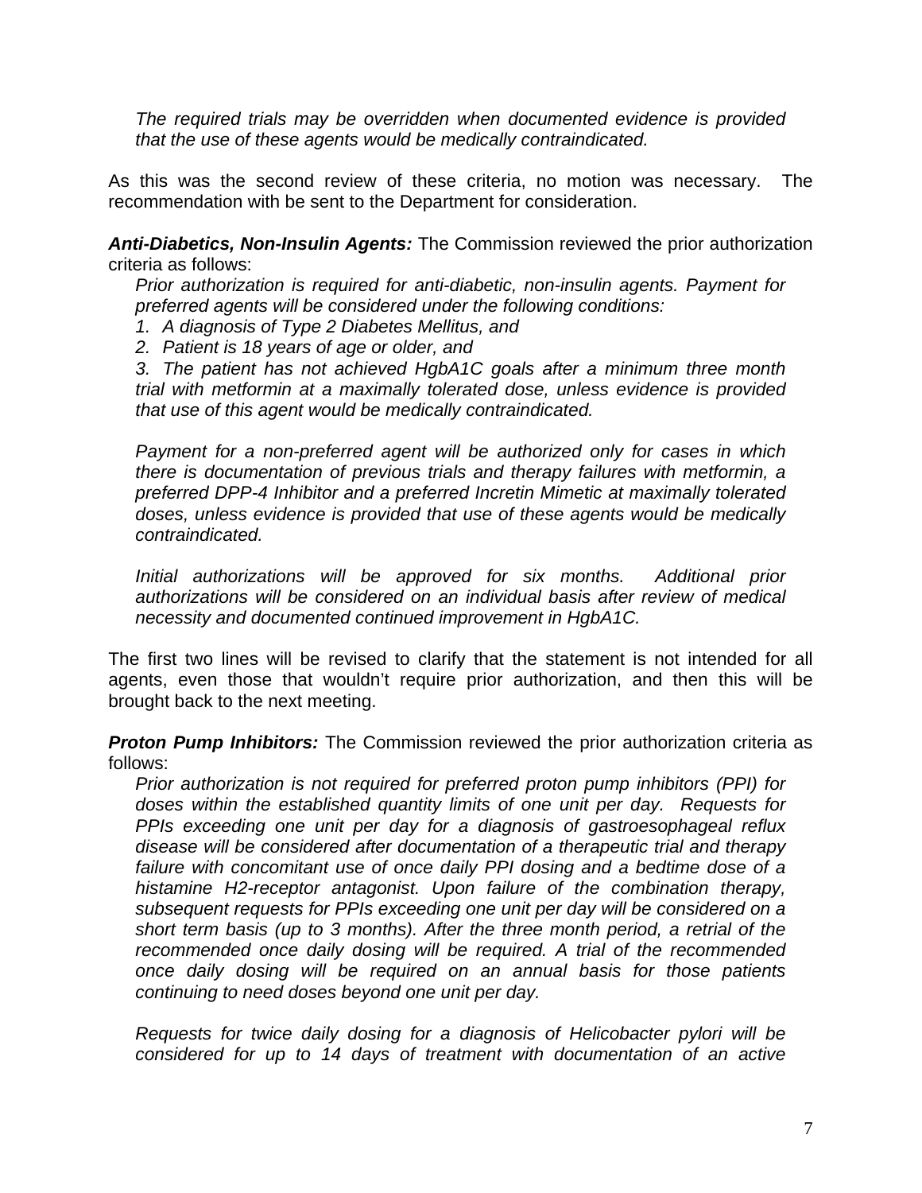*The required trials may be overridden when documented evidence is provided that the use of these agents would be medically contraindicated.*

As this was the second review of these criteria, no motion was necessary. The recommendation with be sent to the Department for consideration.

***Anti-Diabetics, Non-Insulin Agents:*** The Commission reviewed the prior authorization criteria as follows:

*Prior authorization is required for anti-diabetic, non-insulin agents. Payment for preferred agents will be considered under the following conditions:*

1. *A diagnosis of Type 2 Diabetes Mellitus, and*
2. *Patient is 18 years of age or older, and*
3. *The patient has not achieved HgbA1C goals after a minimum three month trial with metformin at a maximally tolerated dose, unless evidence is provided that use of this agent would be medically contraindicated.*

*Payment for a non-preferred agent will be authorized only for cases in which there is documentation of previous trials and therapy failures with metformin, a preferred DPP-4 Inhibitor and a preferred Incretin Mimetic at maximally tolerated doses, unless evidence is provided that use of these agents would be medically contraindicated.*

*Initial authorizations will be approved for six months. Additional prior authorizations will be considered on an individual basis after review of medical necessity and documented continued improvement in HgbA1C.*

The first two lines will be revised to clarify that the statement is not intended for all agents, even those that wouldn't require prior authorization, and then this will be brought back to the next meeting.

***Proton Pump Inhibitors:*** The Commission reviewed the prior authorization criteria as follows:

*Prior authorization is not required for preferred proton pump inhibitors (PPI) for doses within the established quantity limits of one unit per day. Requests for PPIs exceeding one unit per day for a diagnosis of gastroesophageal reflux disease will be considered after documentation of a therapeutic trial and therapy failure with concomitant use of once daily PPI dosing and a bedtime dose of a histamine H2-receptor antagonist. Upon failure of the combination therapy, subsequent requests for PPIs exceeding one unit per day will be considered on a short term basis (up to 3 months). After the three month period, a retrial of the recommended once daily dosing will be required. A trial of the recommended once daily dosing will be required on an annual basis for those patients continuing to need doses beyond one unit per day.*

*Requests for twice daily dosing for a diagnosis of Helicobacter pylori will be considered for up to 14 days of treatment with documentation of an active*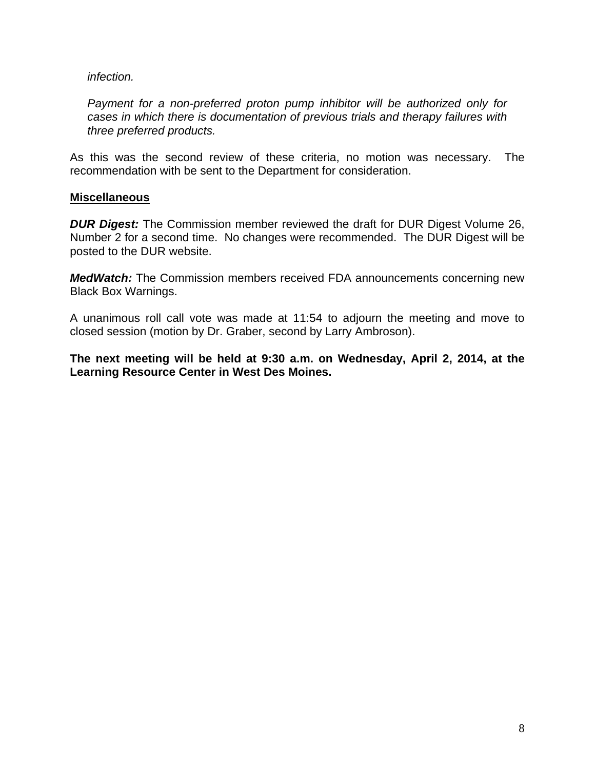*infection.*

*Payment for a non-preferred proton pump inhibitor will be authorized only for cases in which there is documentation of previous trials and therapy failures with three preferred products.*

As this was the second review of these criteria, no motion was necessary. The recommendation with be sent to the Department for consideration.

**Miscellaneous**

***DUR Digest:*** The Commission member reviewed the draft for DUR Digest Volume 26, Number 2 for a second time. No changes were recommended. The DUR Digest will be posted to the DUR website.

***MedWatch:*** The Commission members received FDA announcements concerning new Black Box Warnings.

A unanimous roll call vote was made at 11:54 to adjourn the meeting and move to closed session (motion by Dr. Graber, second by Larry Ambroson).

**The next meeting will be held at 9:30 a.m. on Wednesday, April 2, 2014, at the Learning Resource Center in West Des Moines.**